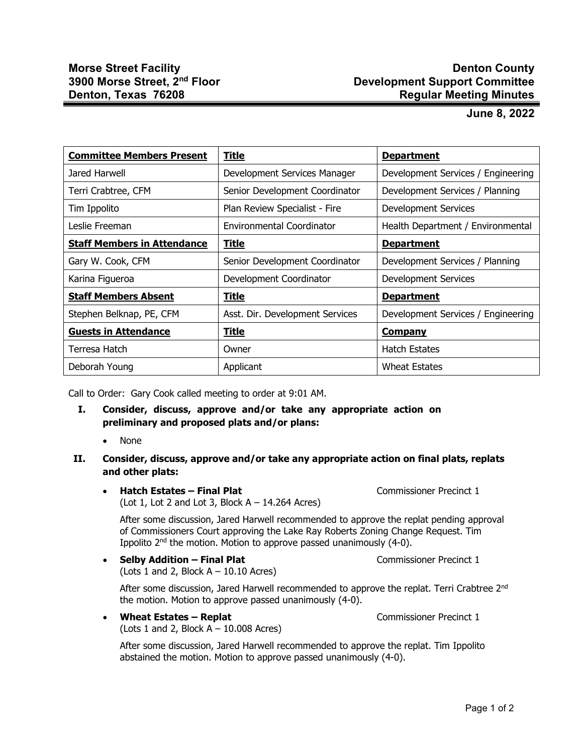**Morse Street Facility**
**3900 Morse Street, 2nd Floor**
**Denton, Texas 76208**

**Denton County**
**Development Support Committee**
**Regular Meeting Minutes**

**June 8, 2022**

| **Committee Members Present** | **Title** | **Department** |
|---|---|---|
| Jared Harwell | Development Services Manager | Development Services / Engineering |
| Terri Crabtree, CFM | Senior Development Coordinator | Development Services / Planning |
| Tim Ippolito | Plan Review Specialist - Fire | Development Services |
| Leslie Freeman | Environmental Coordinator | Health Department / Environmental |
| **Staff Members in Attendance** | **Title** | **Department** |
| Gary W. Cook, CFM | Senior Development Coordinator | Development Services / Planning |
| Karina Figueroa | Development Coordinator | Development Services |
| **Staff Members Absent** | **Title** | **Department** |
| Stephen Belknap, PE, CFM | Asst. Dir. Development Services | Development Services / Engineering |
| **Guests in Attendance** | **Title** | **Company** |
| Terresa Hatch | Owner | Hatch Estates |
| Deborah Young | Applicant | Wheat Estates |

Call to Order: Gary Cook called meeting to order at 9:01 AM.

**I. Consider, discuss, approve and/or take any appropriate action on preliminary and proposed plats and/or plans:**

- None

**II. Consider, discuss, approve and/or take any appropriate action on final plats, replats and other plats:**

- **Hatch Estates – Final Plat** Commissioner Precinct 1
  (Lot 1, Lot 2 and Lot 3, Block A – 14.264 Acres)

  After some discussion, Jared Harwell recommended to approve the replat pending approval of Commissioners Court approving the Lake Ray Roberts Zoning Change Request. Tim Ippolito 2nd the motion. Motion to approve passed unanimously (4-0).

- **Selby Addition – Final Plat** Commissioner Precinct 1
  (Lots 1 and 2, Block A – 10.10 Acres)

  After some discussion, Jared Harwell recommended to approve the replat. Terri Crabtree 2nd the motion. Motion to approve passed unanimously (4-0).

- **Wheat Estates – Replat** Commissioner Precinct 1
  (Lots 1 and 2, Block A – 10.008 Acres)

  After some discussion, Jared Harwell recommended to approve the replat. Tim Ippolito abstained the motion. Motion to approve passed unanimously (4-0).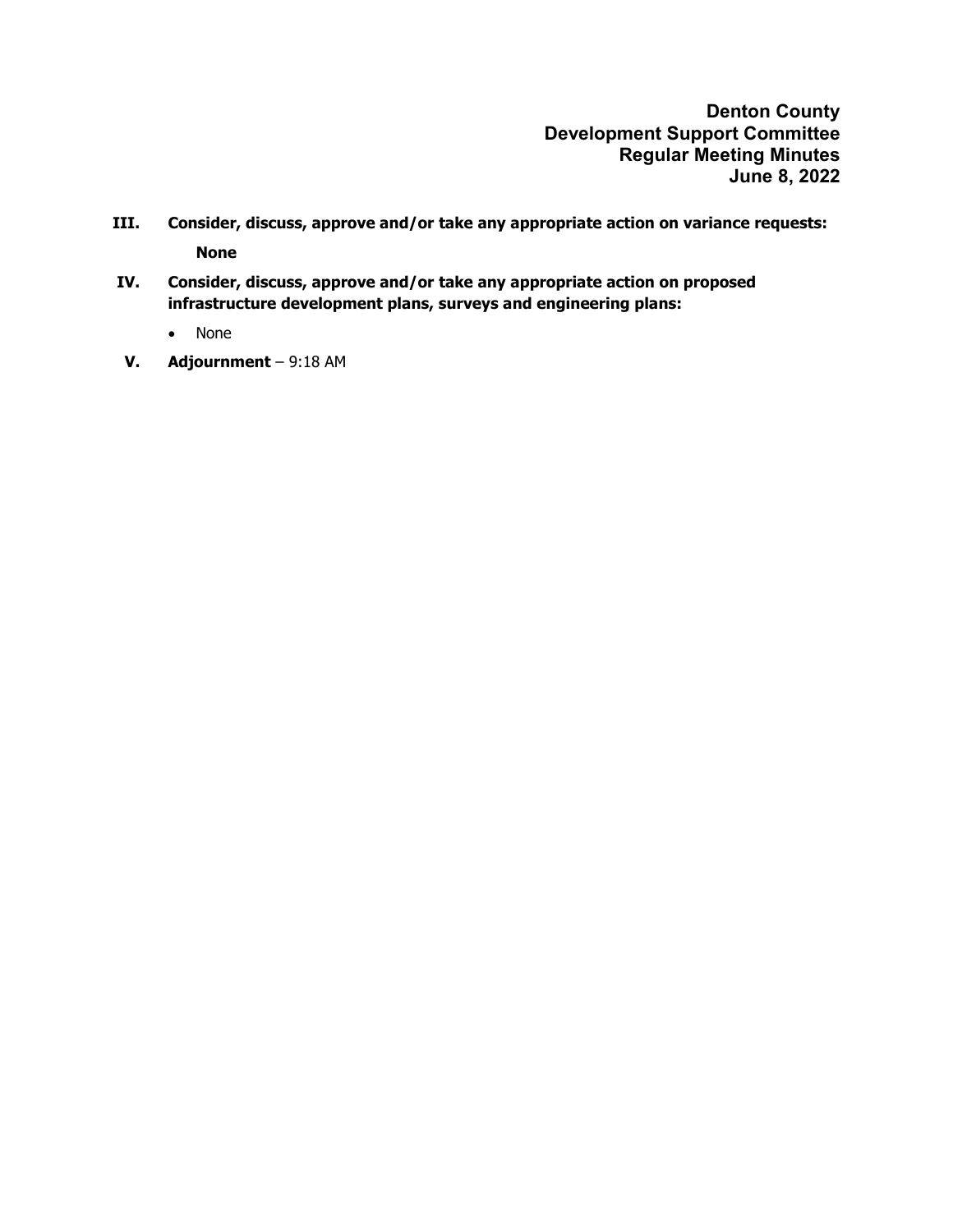**III. Consider, discuss, approve and/or take any appropriate action on variance requests:**

**None**

**IV. Consider, discuss, approve and/or take any appropriate action on proposed infrastructure development plans, surveys and engineering plans:**

- None

**V. Adjournment** – 9:18 AM